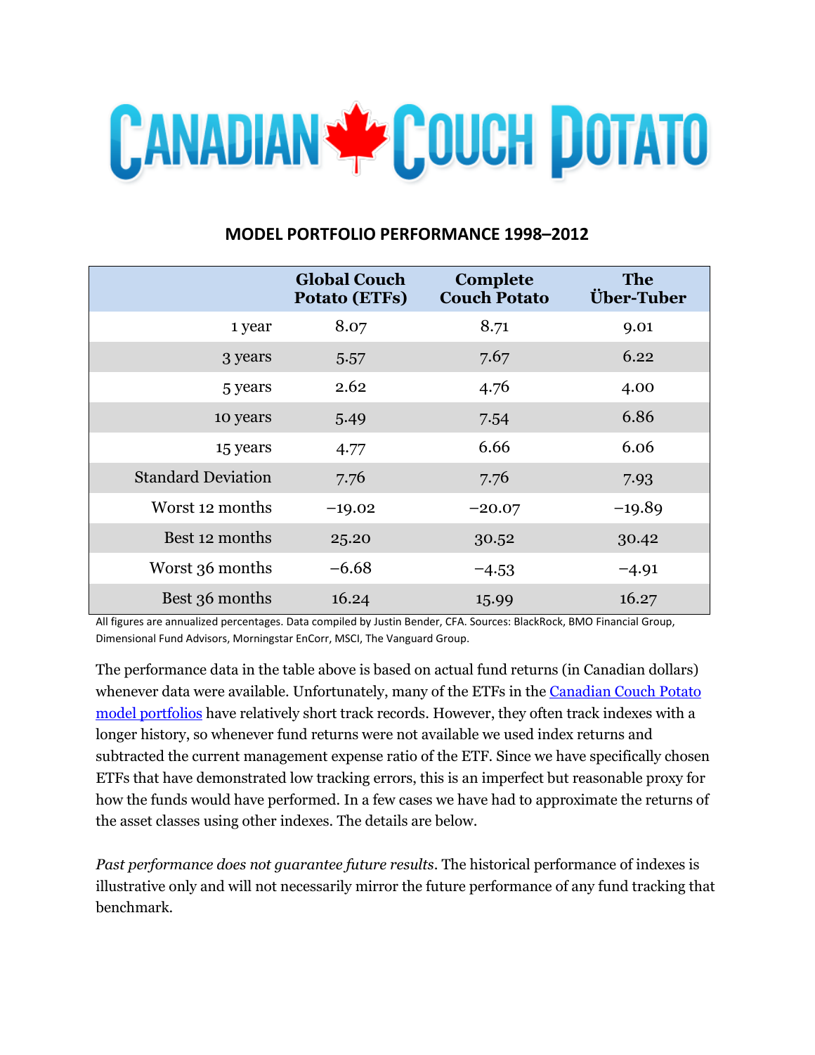# CANADIAN COUCH POTATO

## MODEL PORTFOLIO PERFORMANCE 1998–2012

| | Global Couch Potato (ETFs) | Complete Couch Potato | The Über-Tuber |
|---|---|---|---|
| 1 year | 8.07 | 8.71 | 9.01 |
| 3 years | 5.57 | 7.67 | 6.22 |
| 5 years | 2.62 | 4.76 | 4.00 |
| 10 years | 5.49 | 7.54 | 6.86 |
| 15 years | 4.77 | 6.66 | 6.06 |
| Standard Deviation | 7.76 | 7.76 | 7.93 |
| Worst 12 months | −19.02 | −20.07 | −19.89 |
| Best 12 months | 25.20 | 30.52 | 30.42 |
| Worst 36 months | −6.68 | −4.53 | −4.91 |
| Best 36 months | 16.24 | 15.99 | 16.27 |

All figures are annualized percentages. Data compiled by Justin Bender, CFA. Sources: BlackRock, BMO Financial Group, Dimensional Fund Advisors, Morningstar EnCorr, MSCI, The Vanguard Group.

The performance data in the table above is based on actual fund returns (in Canadian dollars) whenever data were available. Unfortunately, many of the ETFs in the Canadian Couch Potato model portfolios have relatively short track records. However, they often track indexes with a longer history, so whenever fund returns were not available we used index returns and subtracted the current management expense ratio of the ETF. Since we have specifically chosen ETFs that have demonstrated low tracking errors, this is an imperfect but reasonable proxy for how the funds would have performed. In a few cases we have had to approximate the returns of the asset classes using other indexes. The details are below.

*Past performance does not guarantee future results*. The historical performance of indexes is illustrative only and will not necessarily mirror the future performance of any fund tracking that benchmark.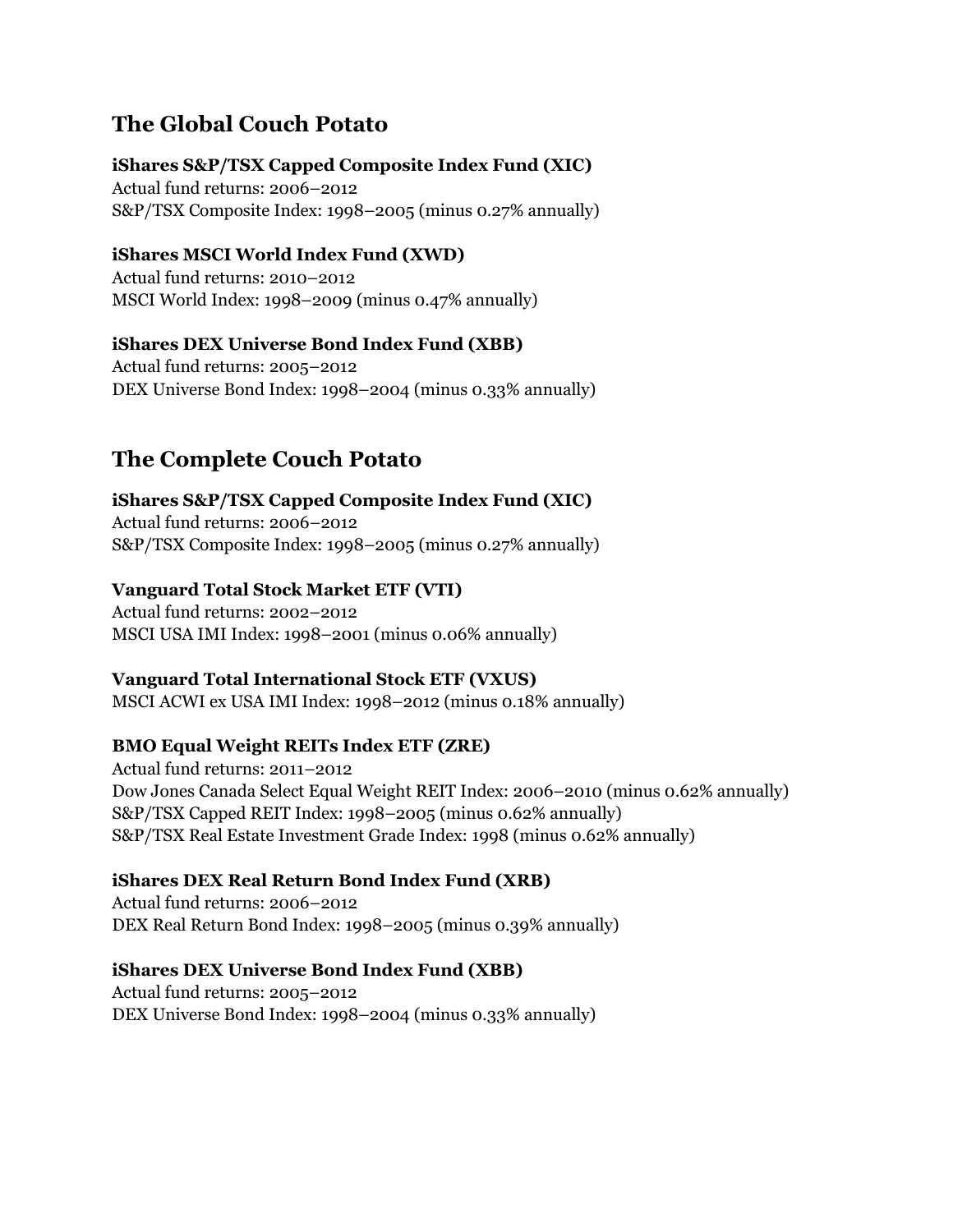## The Global Couch Potato

**iShares S&P/TSX Capped Composite Index Fund (XIC)**
Actual fund returns: 2006–2012
S&P/TSX Composite Index: 1998–2005 (minus 0.27% annually)

**iShares MSCI World Index Fund (XWD)**
Actual fund returns: 2010–2012
MSCI World Index: 1998–2009 (minus 0.47% annually)

**iShares DEX Universe Bond Index Fund (XBB)**
Actual fund returns: 2005–2012
DEX Universe Bond Index: 1998–2004 (minus 0.33% annually)

## The Complete Couch Potato

**iShares S&P/TSX Capped Composite Index Fund (XIC)**
Actual fund returns: 2006–2012
S&P/TSX Composite Index: 1998–2005 (minus 0.27% annually)

**Vanguard Total Stock Market ETF (VTI)**
Actual fund returns: 2002–2012
MSCI USA IMI Index: 1998–2001 (minus 0.06% annually)

**Vanguard Total International Stock ETF (VXUS)**
MSCI ACWI ex USA IMI Index: 1998–2012 (minus 0.18% annually)

**BMO Equal Weight REITs Index ETF (ZRE)**
Actual fund returns: 2011–2012
Dow Jones Canada Select Equal Weight REIT Index: 2006–2010 (minus 0.62% annually)
S&P/TSX Capped REIT Index: 1998–2005 (minus 0.62% annually)
S&P/TSX Real Estate Investment Grade Index: 1998 (minus 0.62% annually)

**iShares DEX Real Return Bond Index Fund (XRB)**
Actual fund returns: 2006–2012
DEX Real Return Bond Index: 1998–2005 (minus 0.39% annually)

**iShares DEX Universe Bond Index Fund (XBB)**
Actual fund returns: 2005–2012
DEX Universe Bond Index: 1998–2004 (minus 0.33% annually)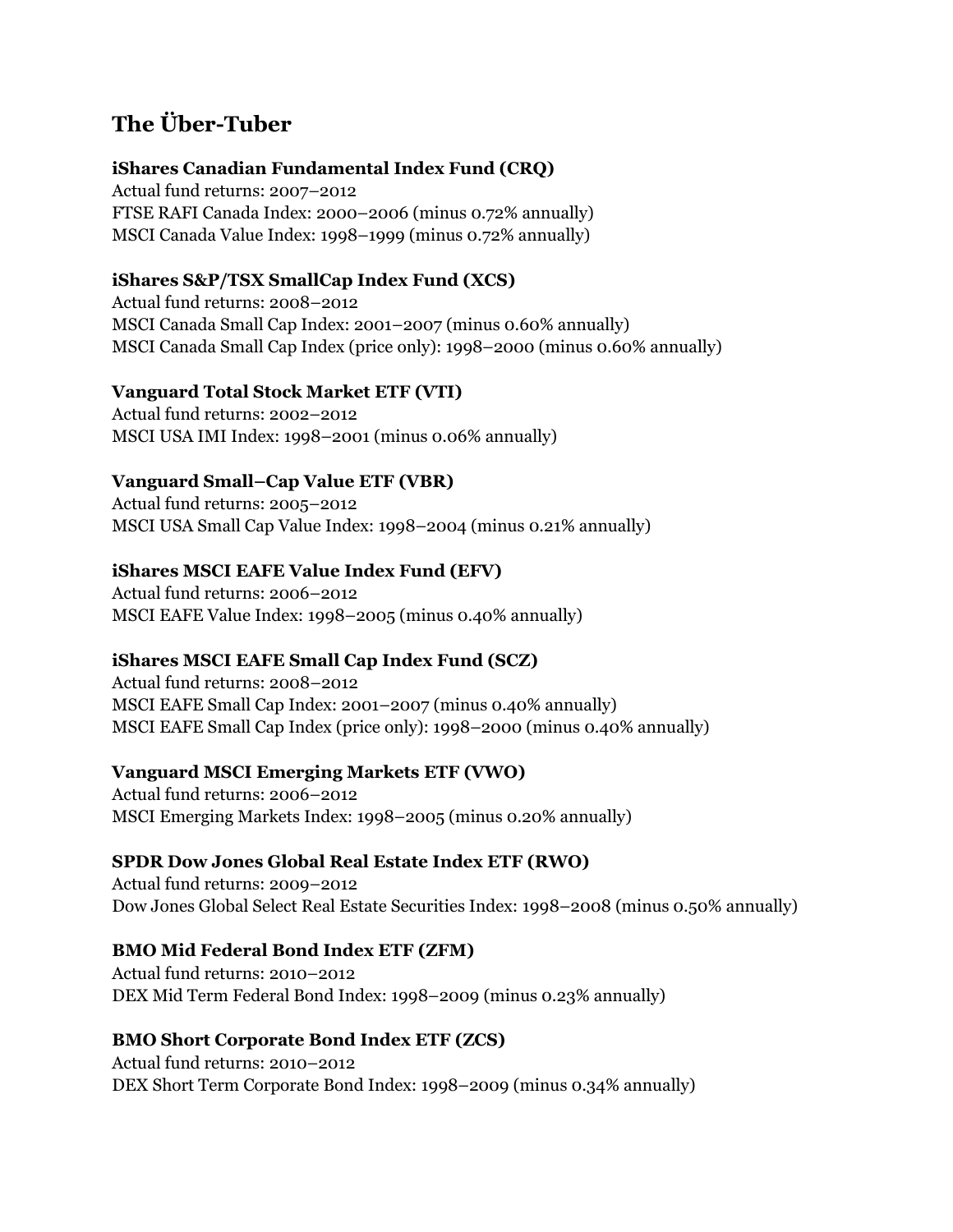## The Über-Tuber

**iShares Canadian Fundamental Index Fund (CRQ)**
Actual fund returns: 2007–2012
FTSE RAFI Canada Index: 2000–2006 (minus 0.72% annually)
MSCI Canada Value Index: 1998–1999 (minus 0.72% annually)

**iShares S&P/TSX SmallCap Index Fund (XCS)**
Actual fund returns: 2008–2012
MSCI Canada Small Cap Index: 2001–2007 (minus 0.60% annually)
MSCI Canada Small Cap Index (price only): 1998–2000 (minus 0.60% annually)

**Vanguard Total Stock Market ETF (VTI)**
Actual fund returns: 2002–2012
MSCI USA IMI Index: 1998–2001 (minus 0.06% annually)

**Vanguard Small–Cap Value ETF (VBR)**
Actual fund returns: 2005–2012
MSCI USA Small Cap Value Index: 1998–2004 (minus 0.21% annually)

**iShares MSCI EAFE Value Index Fund (EFV)**
Actual fund returns: 2006–2012
MSCI EAFE Value Index: 1998–2005 (minus 0.40% annually)

**iShares MSCI EAFE Small Cap Index Fund (SCZ)**
Actual fund returns: 2008–2012
MSCI EAFE Small Cap Index: 2001–2007 (minus 0.40% annually)
MSCI EAFE Small Cap Index (price only): 1998–2000 (minus 0.40% annually)

**Vanguard MSCI Emerging Markets ETF (VWO)**
Actual fund returns: 2006–2012
MSCI Emerging Markets Index: 1998–2005 (minus 0.20% annually)

**SPDR Dow Jones Global Real Estate Index ETF (RWO)**
Actual fund returns: 2009–2012
Dow Jones Global Select Real Estate Securities Index: 1998–2008 (minus 0.50% annually)

**BMO Mid Federal Bond Index ETF (ZFM)**
Actual fund returns: 2010–2012
DEX Mid Term Federal Bond Index: 1998–2009 (minus 0.23% annually)

**BMO Short Corporate Bond Index ETF (ZCS)**
Actual fund returns: 2010–2012
DEX Short Term Corporate Bond Index: 1998–2009 (minus 0.34% annually)